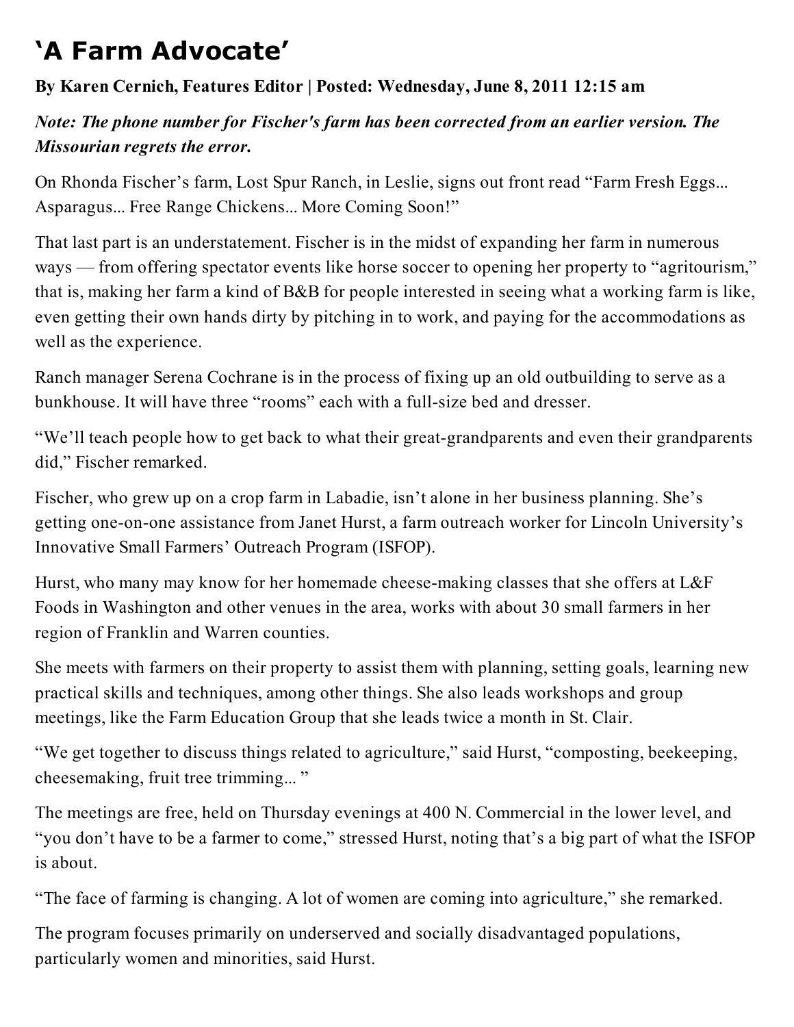# 'A Farm Advocate'

**By Karen Cernich, Features Editor | Posted: Wednesday, June 8, 2011 12:15 am**

***Note: The phone number for Fischer's farm has been corrected from an earlier version. The Missourian regrets the error.***

On Rhonda Fischer's farm, Lost Spur Ranch, in Leslie, signs out front read "Farm Fresh Eggs... Asparagus... Free Range Chickens... More Coming Soon!"

That last part is an understatement. Fischer is in the midst of expanding her farm in numerous ways — from offering spectator events like horse soccer to opening her property to "agritourism," that is, making her farm a kind of B&B for people interested in seeing what a working farm is like, even getting their own hands dirty by pitching in to work, and paying for the accommodations as well as the experience.

Ranch manager Serena Cochrane is in the process of fixing up an old outbuilding to serve as a bunkhouse. It will have three "rooms" each with a full-size bed and dresser.

"We'll teach people how to get back to what their great-grandparents and even their grandparents did," Fischer remarked.

Fischer, who grew up on a crop farm in Labadie, isn't alone in her business planning. She's getting one-on-one assistance from Janet Hurst, a farm outreach worker for Lincoln University's Innovative Small Farmers' Outreach Program (ISFOP).

Hurst, who many may know for her homemade cheese-making classes that she offers at L&F Foods in Washington and other venues in the area, works with about 30 small farmers in her region of Franklin and Warren counties.

She meets with farmers on their property to assist them with planning, setting goals, learning new practical skills and techniques, among other things. She also leads workshops and group meetings, like the Farm Education Group that she leads twice a month in St. Clair.

"We get together to discuss things related to agriculture," said Hurst, "composting, beekeeping, cheesemaking, fruit tree trimming... "

The meetings are free, held on Thursday evenings at 400 N. Commercial in the lower level, and "you don't have to be a farmer to come," stressed Hurst, noting that's a big part of what the ISFOP is about.

"The face of farming is changing. A lot of women are coming into agriculture," she remarked.

The program focuses primarily on underserved and socially disadvantaged populations, particularly women and minorities, said Hurst.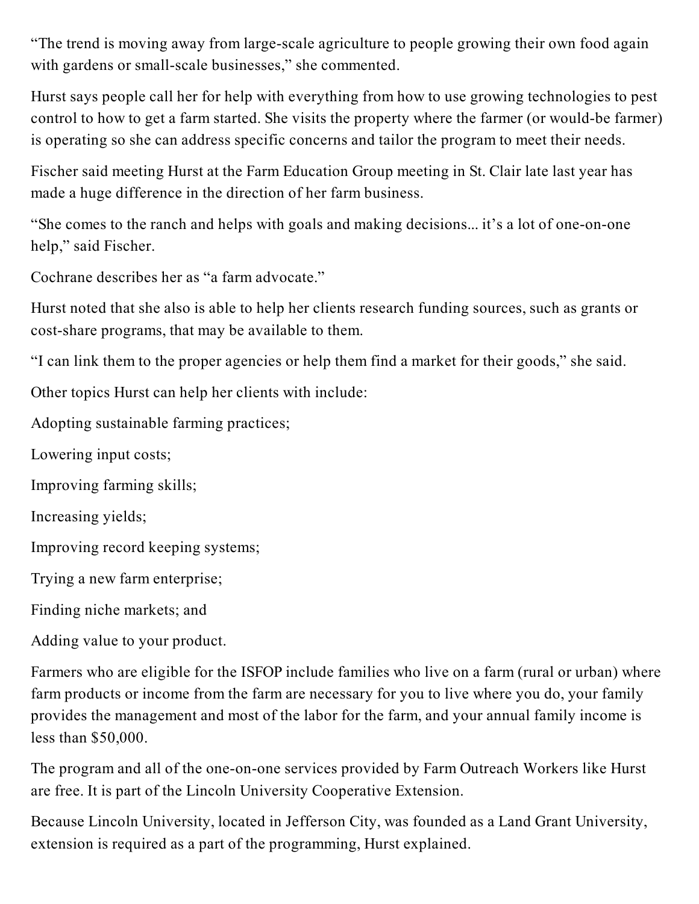"The trend is moving away from large-scale agriculture to people growing their own food again with gardens or small-scale businesses," she commented.

Hurst says people call her for help with everything from how to use growing technologies to pest control to how to get a farm started. She visits the property where the farmer (or would-be farmer) is operating so she can address specific concerns and tailor the program to meet their needs.

Fischer said meeting Hurst at the Farm Education Group meeting in St. Clair late last year has made a huge difference in the direction of her farm business.

"She comes to the ranch and helps with goals and making decisions... it's a lot of one-on-one help," said Fischer.

Cochrane describes her as "a farm advocate."

Hurst noted that she also is able to help her clients research funding sources, such as grants or cost-share programs, that may be available to them.

"I can link them to the proper agencies or help them find a market for their goods," she said.

Other topics Hurst can help her clients with include:

Adopting sustainable farming practices;

Lowering input costs;

Improving farming skills;

Increasing yields;

Improving record keeping systems;

Trying a new farm enterprise;

Finding niche markets; and

Adding value to your product.

Farmers who are eligible for the ISFOP include families who live on a farm (rural or urban) where farm products or income from the farm are necessary for you to live where you do, your family provides the management and most of the labor for the farm, and your annual family income is less than $50,000.

The program and all of the one-on-one services provided by Farm Outreach Workers like Hurst are free. It is part of the Lincoln University Cooperative Extension.

Because Lincoln University, located in Jefferson City, was founded as a Land Grant University, extension is required as a part of the programming, Hurst explained.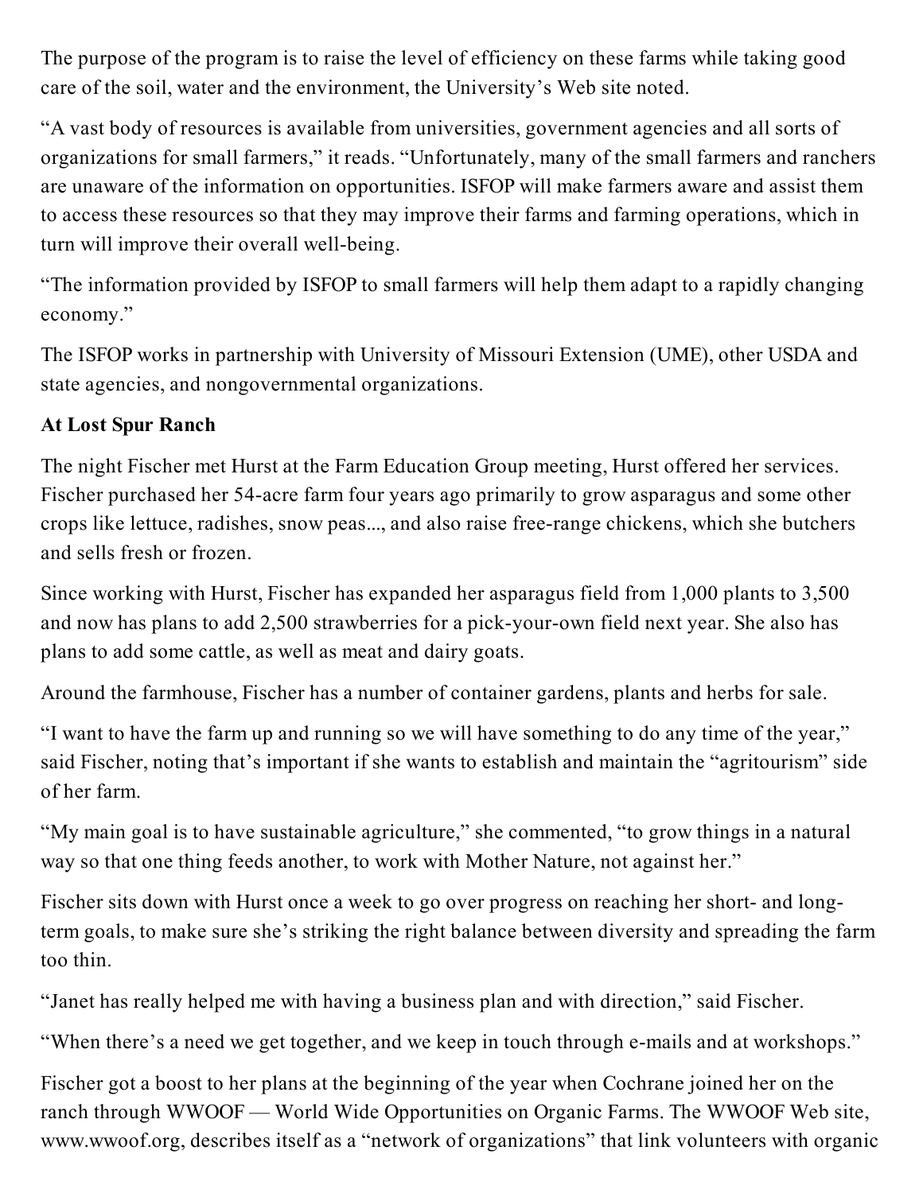The purpose of the program is to raise the level of efficiency on these farms while taking good care of the soil, water and the environment, the University's Web site noted.

"A vast body of resources is available from universities, government agencies and all sorts of organizations for small farmers," it reads. "Unfortunately, many of the small farmers and ranchers are unaware of the information on opportunities. ISFOP will make farmers aware and assist them to access these resources so that they may improve their farms and farming operations, which in turn will improve their overall well-being.

"The information provided by ISFOP to small farmers will help them adapt to a rapidly changing economy."

The ISFOP works in partnership with University of Missouri Extension (UME), other USDA and state agencies, and nongovernmental organizations.

**At Lost Spur Ranch**

The night Fischer met Hurst at the Farm Education Group meeting, Hurst offered her services. Fischer purchased her 54-acre farm four years ago primarily to grow asparagus and some other crops like lettuce, radishes, snow peas..., and also raise free-range chickens, which she butchers and sells fresh or frozen.

Since working with Hurst, Fischer has expanded her asparagus field from 1,000 plants to 3,500 and now has plans to add 2,500 strawberries for a pick-your-own field next year. She also has plans to add some cattle, as well as meat and dairy goats.

Around the farmhouse, Fischer has a number of container gardens, plants and herbs for sale.

"I want to have the farm up and running so we will have something to do any time of the year," said Fischer, noting that's important if she wants to establish and maintain the "agritourism" side of her farm.

"My main goal is to have sustainable agriculture," she commented, "to grow things in a natural way so that one thing feeds another, to work with Mother Nature, not against her."

Fischer sits down with Hurst once a week to go over progress on reaching her short- and long-term goals, to make sure she's striking the right balance between diversity and spreading the farm too thin.

"Janet has really helped me with having a business plan and with direction," said Fischer.

"When there's a need we get together, and we keep in touch through e-mails and at workshops."

Fischer got a boost to her plans at the beginning of the year when Cochrane joined her on the ranch through WWOOF — World Wide Opportunities on Organic Farms. The WWOOF Web site, www.wwoof.org, describes itself as a "network of organizations" that link volunteers with organic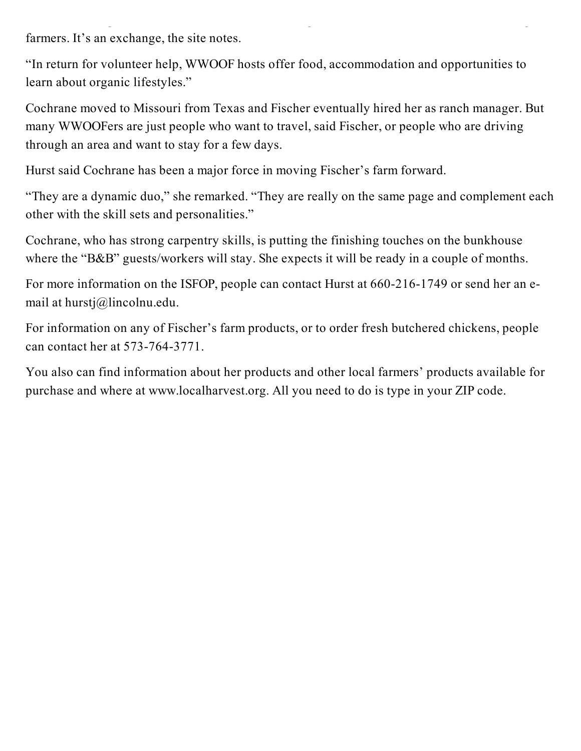farmers. It’s an exchange, the site notes.

“In return for volunteer help, WWOOF hosts offer food, accommodation and opportunities to learn about organic lifestyles.”

Cochrane moved to Missouri from Texas and Fischer eventually hired her as ranch manager. But many WWOOFers are just people who want to travel, said Fischer, or people who are driving through an area and want to stay for a few days.

Hurst said Cochrane has been a major force in moving Fischer’s farm forward.

“They are a dynamic duo,” she remarked. “They are really on the same page and complement each other with the skill sets and personalities.”

Cochrane, who has strong carpentry skills, is putting the finishing touches on the bunkhouse where the “B&B” guests/workers will stay. She expects it will be ready in a couple of months.

For more information on the ISFOP, people can contact Hurst at 660-216-1749 or send her an e-mail at hurstj@lincolnu.edu.

For information on any of Fischer’s farm products, or to order fresh butchered chickens, people can contact her at 573-764-3771.

You also can find information about her products and other local farmers’ products available for purchase and where at www.localharvest.org. All you need to do is type in your ZIP code.